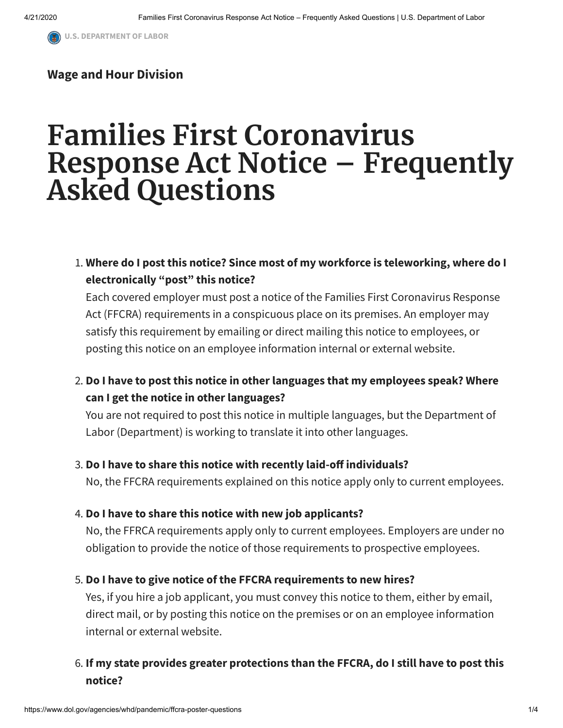U.S. DEPARTMENT OF LABOR

**Wage and Hour Division**

# Families First Coronavirus Response Act Notice – Frequently Asked Questions

1. **Where do I post this notice? Since most of my workforce is teleworking, where do I electronically "post" this notice?**
   Each covered employer must post a notice of the Families First Coronavirus Response Act (FFCRA) requirements in a conspicuous place on its premises. An employer may satisfy this requirement by emailing or direct mailing this notice to employees, or posting this notice on an employee information internal or external website.

2. **Do I have to post this notice in other languages that my employees speak? Where can I get the notice in other languages?**
   You are not required to post this notice in multiple languages, but the Department of Labor (Department) is working to translate it into other languages.

3. **Do I have to share this notice with recently laid-off individuals?**
   No, the FFCRA requirements explained on this notice apply only to current employees.

4. **Do I have to share this notice with new job applicants?**
   No, the FFRCA requirements apply only to current employees. Employers are under no obligation to provide the notice of those requirements to prospective employees.

5. **Do I have to give notice of the FFCRA requirements to new hires?**
   Yes, if you hire a job applicant, you must convey this notice to them, either by email, direct mail, or by posting this notice on the premises or on an employee information internal or external website.

6. **If my state provides greater protections than the FFCRA, do I still have to post this notice?**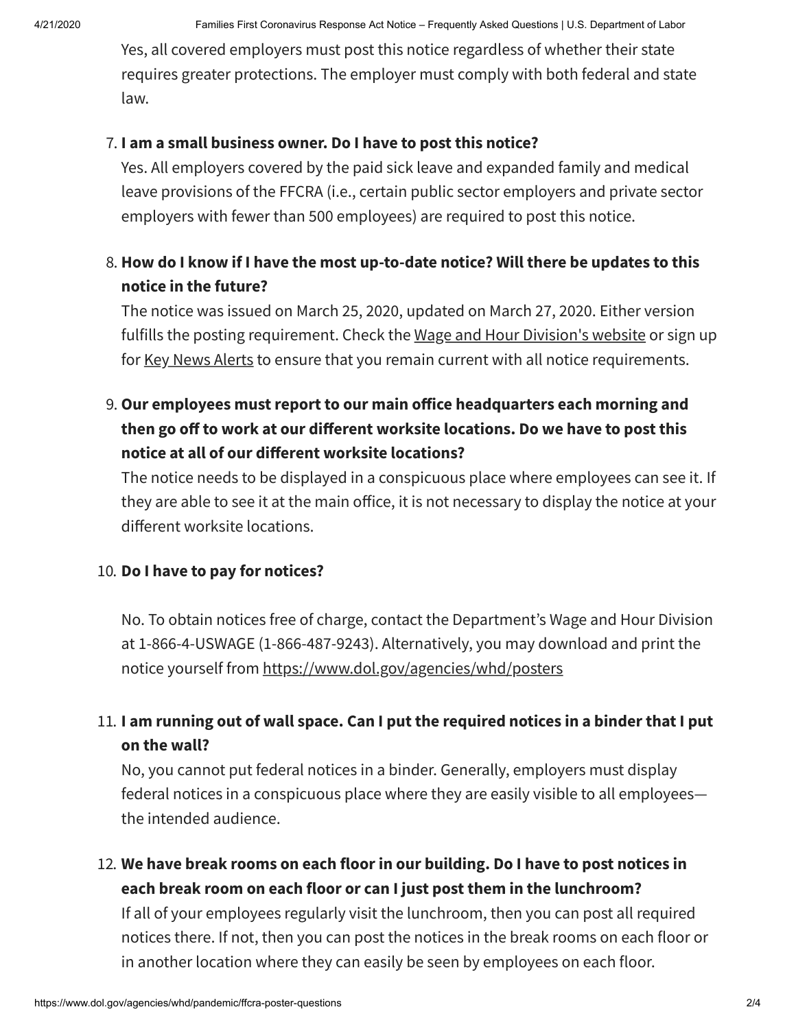Yes, all covered employers must post this notice regardless of whether their state requires greater protections. The employer must comply with both federal and state law.

7. **I am a small business owner. Do I have to post this notice?**
   Yes. All employers covered by the paid sick leave and expanded family and medical leave provisions of the FFCRA (i.e., certain public sector employers and private sector employers with fewer than 500 employees) are required to post this notice.

8. **How do I know if I have the most up-to-date notice? Will there be updates to this notice in the future?**
   The notice was issued on March 25, 2020, updated on March 27, 2020. Either version fulfills the posting requirement. Check the Wage and Hour Division's website or sign up for Key News Alerts to ensure that you remain current with all notice requirements.

9. **Our employees must report to our main office headquarters each morning and then go off to work at our different worksite locations. Do we have to post this notice at all of our different worksite locations?**
   The notice needs to be displayed in a conspicuous place where employees can see it. If they are able to see it at the main office, it is not necessary to display the notice at your different worksite locations.

10. **Do I have to pay for notices?**

    No. To obtain notices free of charge, contact the Department's Wage and Hour Division at 1-866-4-USWAGE (1-866-487-9243). Alternatively, you may download and print the notice yourself from https://www.dol.gov/agencies/whd/posters

11. **I am running out of wall space. Can I put the required notices in a binder that I put on the wall?**
    No, you cannot put federal notices in a binder. Generally, employers must display federal notices in a conspicuous place where they are easily visible to all employees—the intended audience.

12. **We have break rooms on each floor in our building. Do I have to post notices in each break room on each floor or can I just post them in the lunchroom?**
    If all of your employees regularly visit the lunchroom, then you can post all required notices there. If not, then you can post the notices in the break rooms on each floor or in another location where they can easily be seen by employees on each floor.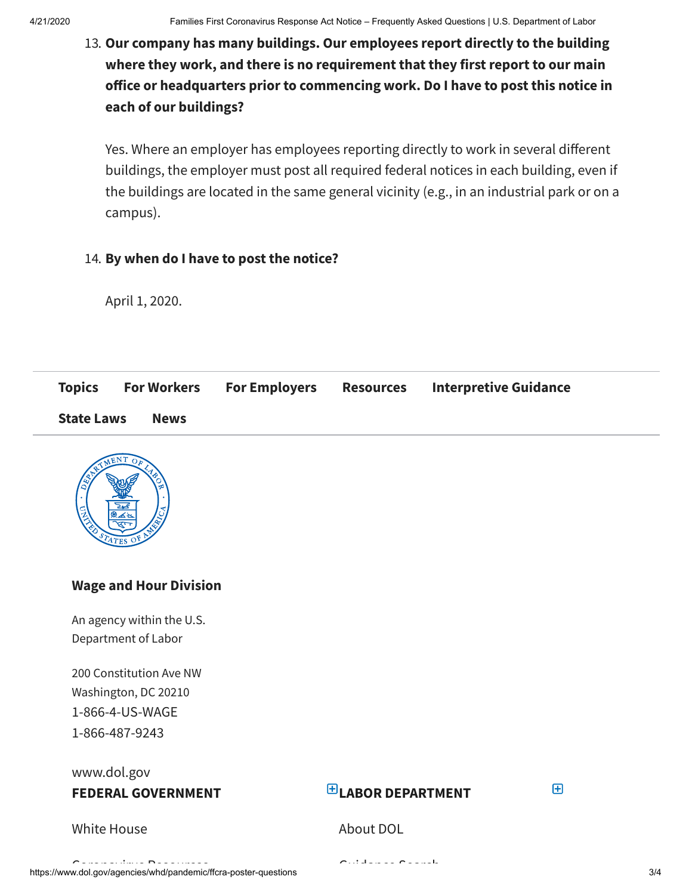13. **Our company has many buildings. Our employees report directly to the building where they work, and there is no requirement that they first report to our main office or headquarters prior to commencing work. Do I have to post this notice in each of our buildings?**

    Yes. Where an employer has employees reporting directly to work in several different buildings, the employer must post all required federal notices in each building, even if the buildings are located in the same general vicinity (e.g., in an industrial park or on a campus).

14. **By when do I have to post the notice?**

    April 1, 2020.

**Topics** **For Workers** **For Employers** **Resources** **Interpretive Guidance** **State Laws** **News**

**Wage and Hour Division**

An agency within the U.S. Department of Labor

200 Constitution Ave NW
Washington, DC 20210
1-866-4-US-WAGE
1-866-487-9243

www.dol.gov

**FEDERAL GOVERNMENT**

White House

Coronavirus Resources

**LABOR DEPARTMENT**

About DOL

Guidance Search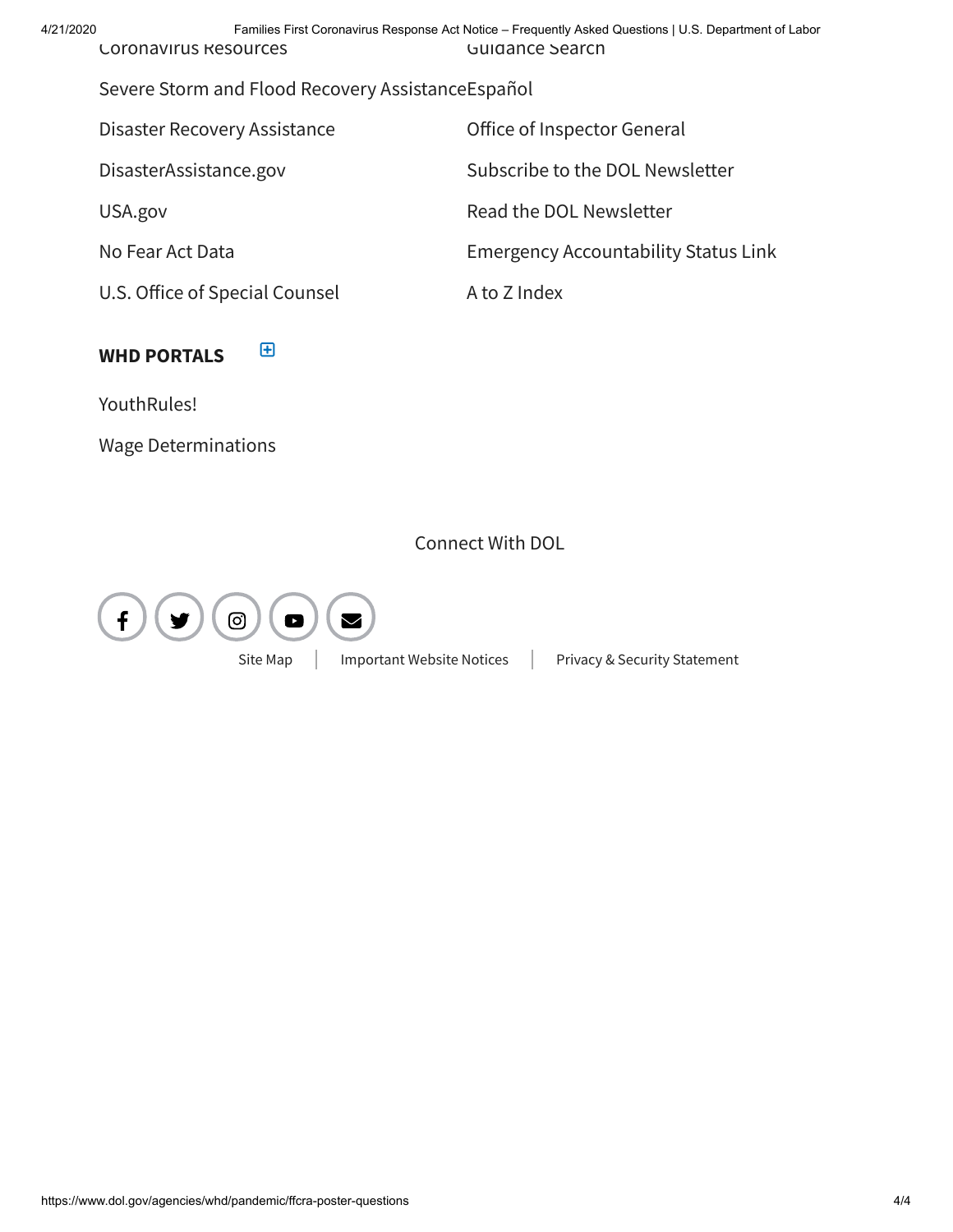Coronavirus Resources

Guidance Search

Severe Storm and Flood Recovery Assistance

Español

Disaster Recovery Assistance

Office of Inspector General

DisasterAssistance.gov

Subscribe to the DOL Newsletter

USA.gov

Read the DOL Newsletter

No Fear Act Data

Emergency Accountability Status Link

U.S. Office of Special Counsel

A to Z Index

**WHD PORTALS**

YouthRules!

Wage Determinations

Connect With DOL

Site Map | Important Website Notices | Privacy & Security Statement